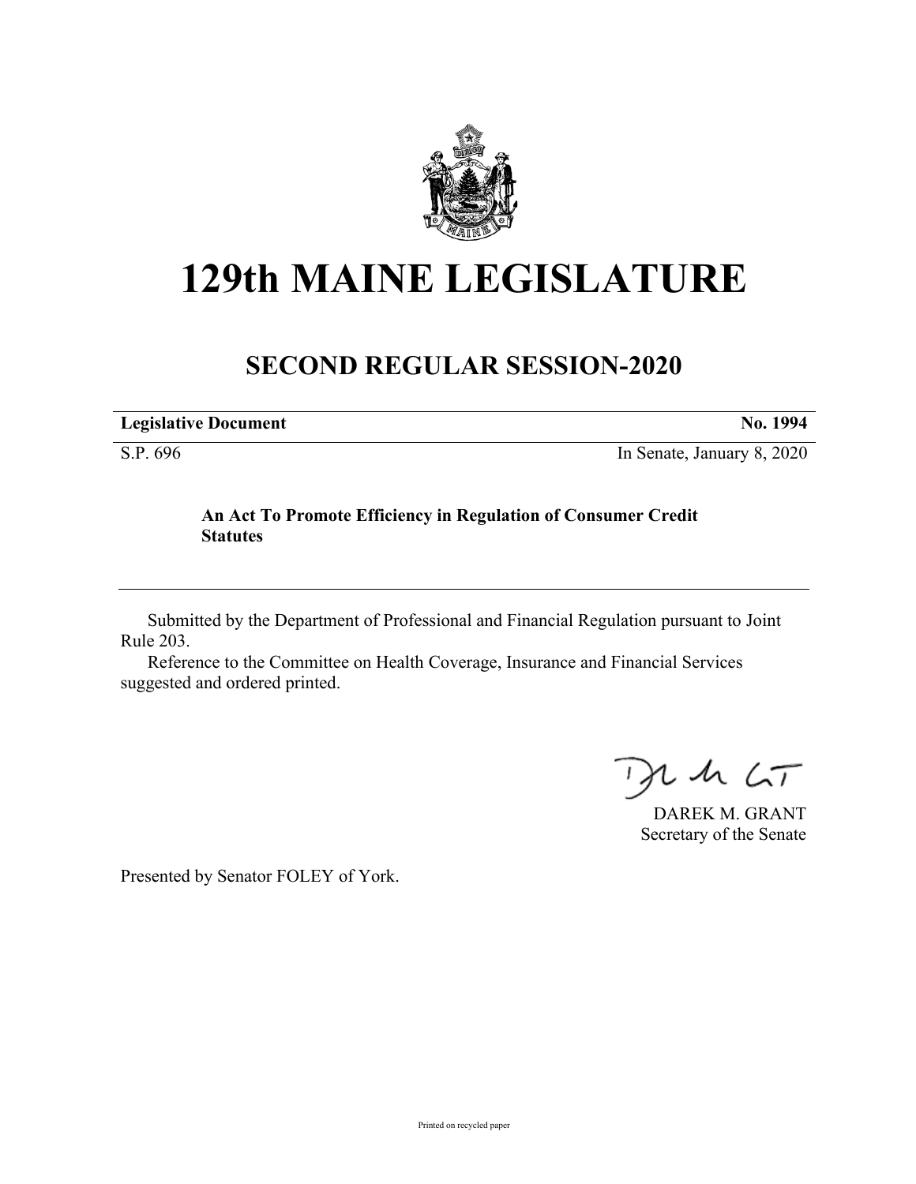# 129th MAINE LEGISLATURE

## SECOND REGULAR SESSION-2020

| **Legislative Document** | **No. 1994** |
| --- | --- |
| S.P. 696 | In Senate, January 8, 2020 |

**An Act To Promote Efficiency in Regulation of Consumer Credit Statutes**

Submitted by the Department of Professional and Financial Regulation pursuant to Joint Rule 203.

Reference to the Committee on Health Coverage, Insurance and Financial Services suggested and ordered printed.

DAREK M. GRANT
Secretary of the Senate

Presented by Senator FOLEY of York.

Printed on recycled paper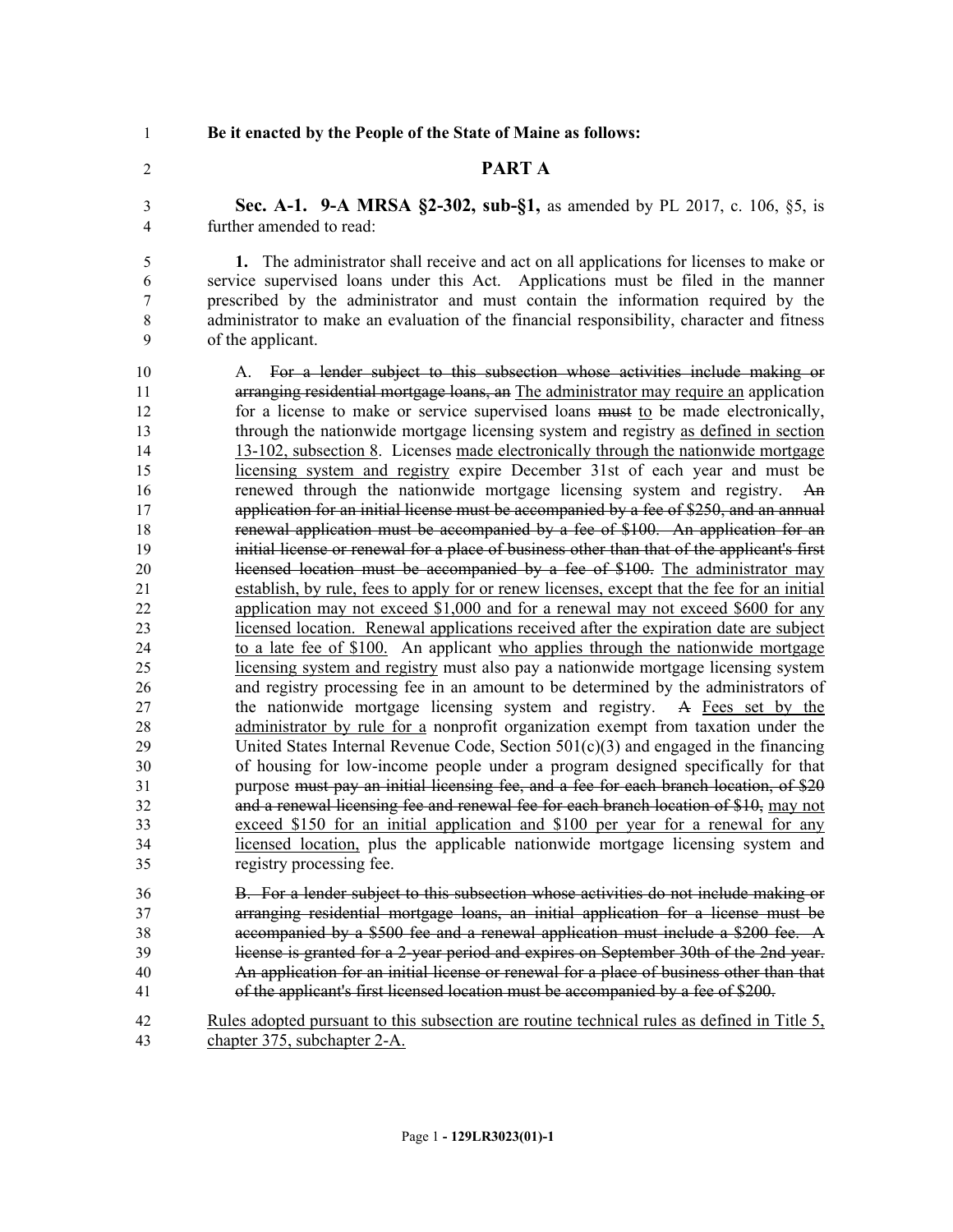**Be it enacted by the People of the State of Maine as follows:**

## PART A

**Sec. A-1. 9-A MRSA §2-302, sub-§1,** as amended by PL 2017, c. 106, §5, is further amended to read:

**1.** The administrator shall receive and act on all applications for licenses to make or service supervised loans under this Act. Applications must be filed in the manner prescribed by the administrator and must contain the information required by the administrator to make an evaluation of the financial responsibility, character and fitness of the applicant.

A. ~~For a lender subject to this subsection whose activities include making or arranging residential mortgage loans, an~~ The administrator may require an application for a license to make or service supervised loans ~~must~~ to be made electronically, through the nationwide mortgage licensing system and registry as defined in section 13-102, subsection 8. Licenses made electronically through the nationwide mortgage licensing system and registry expire December 31st of each year and must be renewed through the nationwide mortgage licensing system and registry. ~~An application for an initial license must be accompanied by a fee of \$250, and an annual renewal application must be accompanied by a fee of \$100. An application for an initial license or renewal for a place of business other than that of the applicant's first licensed location must be accompanied by a fee of \$100.~~ The administrator may establish, by rule, fees to apply for or renew licenses, except that the fee for an initial application may not exceed \$1,000 and for a renewal may not exceed \$600 for any licensed location. Renewal applications received after the expiration date are subject to a late fee of \$100. An applicant who applies through the nationwide mortgage licensing system and registry must also pay a nationwide mortgage licensing system and registry processing fee in an amount to be determined by the administrators of the nationwide mortgage licensing system and registry. ~~A~~ Fees set by the administrator by rule for a nonprofit organization exempt from taxation under the United States Internal Revenue Code, Section 501(c)(3) and engaged in the financing of housing for low-income people under a program designed specifically for that purpose ~~must pay an initial licensing fee, and a fee for each branch location, of \$20 and a renewal licensing fee and renewal fee for each branch location of \$10,~~ may not exceed \$150 for an initial application and \$100 per year for a renewal for any licensed location, plus the applicable nationwide mortgage licensing system and registry processing fee.

B. ~~For a lender subject to this subsection whose activities do not include making or arranging residential mortgage loans, an initial application for a license must be accompanied by a \$500 fee and a renewal application must include a \$200 fee. A license is granted for a 2-year period and expires on September 30th of the 2nd year. An application for an initial license or renewal for a place of business other than that of the applicant's first licensed location must be accompanied by a fee of \$200.~~

Rules adopted pursuant to this subsection are routine technical rules as defined in Title 5, chapter 375, subchapter 2-A.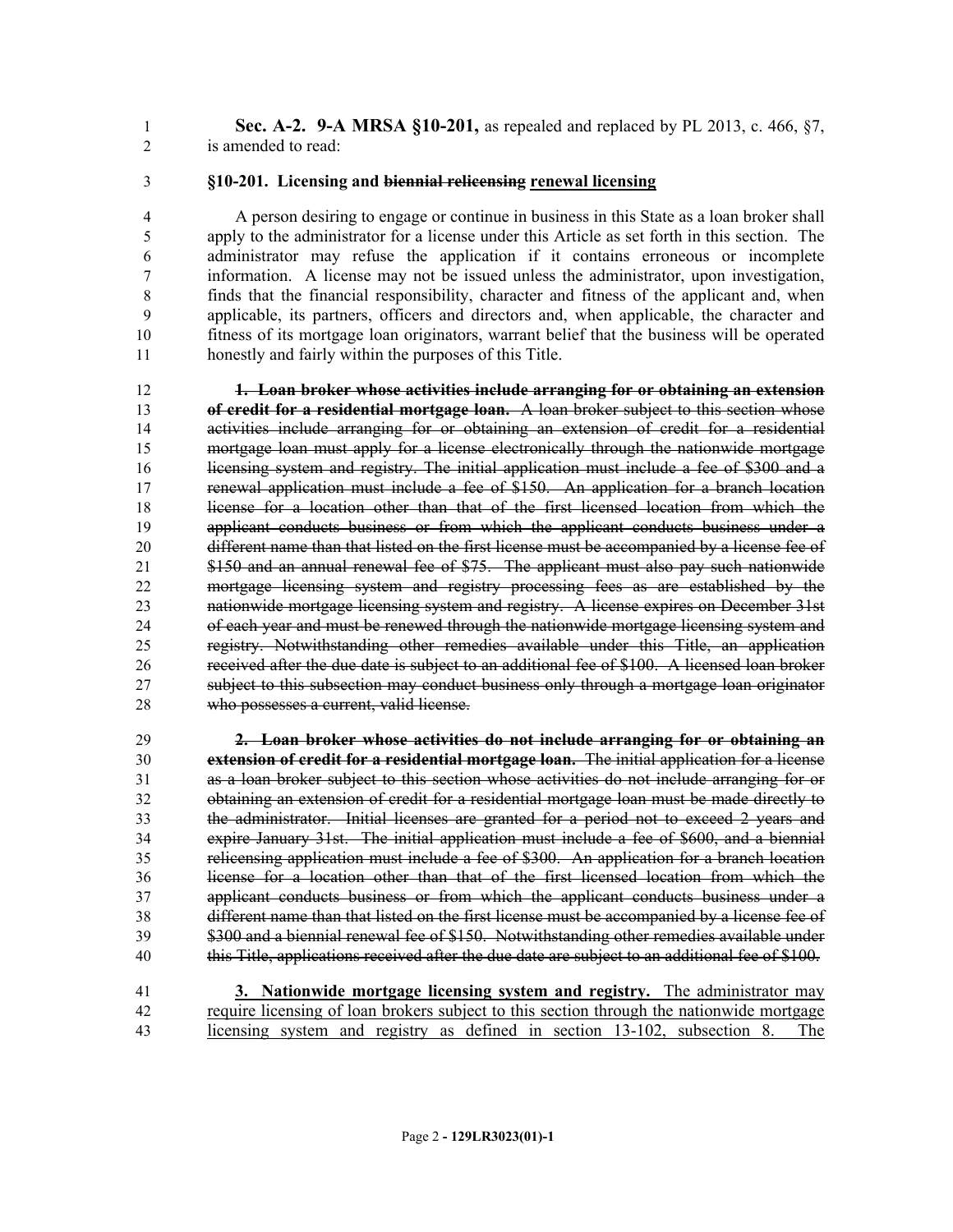**Sec. A-2. 9-A MRSA §10-201,** as repealed and replaced by PL 2013, c. 466, §7, is amended to read:

**§10-201. Licensing and ~~biennial relicensing~~ <u>renewal licensing</u>**

A person desiring to engage or continue in business in this State as a loan broker shall apply to the administrator for a license under this Article as set forth in this section. The administrator may refuse the application if it contains erroneous or incomplete information. A license may not be issued unless the administrator, upon investigation, finds that the financial responsibility, character and fitness of the applicant and, when applicable, its partners, officers and directors and, when applicable, the character and fitness of its mortgage loan originators, warrant belief that the business will be operated honestly and fairly within the purposes of this Title.

~~**1. Loan broker whose activities include arranging for or obtaining an extension of credit for a residential mortgage loan.** A loan broker subject to this section whose activities include arranging for or obtaining an extension of credit for a residential mortgage loan must apply for a license electronically through the nationwide mortgage licensing system and registry. The initial application must include a fee of $300 and a renewal application must include a fee of $150. An application for a branch location license for a location other than that of the first licensed location from which the applicant conducts business or from which the applicant conducts business under a different name than that listed on the first license must be accompanied by a license fee of $150 and an annual renewal fee of $75. The applicant must also pay such nationwide mortgage licensing system and registry processing fees as are established by the nationwide mortgage licensing system and registry. A license expires on December 31st of each year and must be renewed through the nationwide mortgage licensing system and registry. Notwithstanding other remedies available under this Title, an application received after the due date is subject to an additional fee of $100. A licensed loan broker subject to this subsection may conduct business only through a mortgage loan originator who possesses a current, valid license.~~

~~**2. Loan broker whose activities do not include arranging for or obtaining an extension of credit for a residential mortgage loan.** The initial application for a license as a loan broker subject to this section whose activities do not include arranging for or obtaining an extension of credit for a residential mortgage loan must be made directly to the administrator. Initial licenses are granted for a period not to exceed 2 years and expire January 31st. The initial application must include a fee of $600, and a biennial relicensing application must include a fee of $300. An application for a branch location license for a location other than that of the first licensed location from which the applicant conducts business or from which the applicant conducts business under a different name than that listed on the first license must be accompanied by a license fee of $300 and a biennial renewal fee of $150. Notwithstanding other remedies available under this Title, applications received after the due date are subject to an additional fee of $100.~~

<u>**3. Nationwide mortgage licensing system and registry.** The administrator may require licensing of loan brokers subject to this section through the nationwide mortgage licensing system and registry as defined in section 13-102, subsection 8. The</u>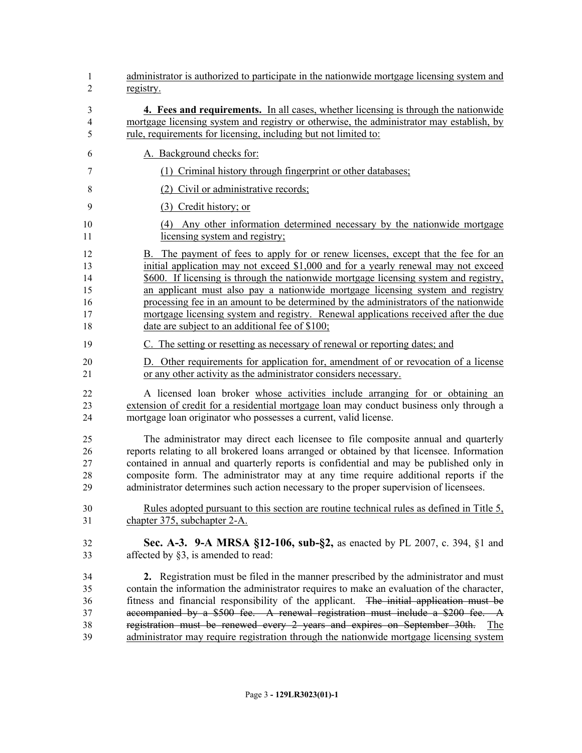administrator is authorized to participate in the nationwide mortgage licensing system and registry.

**4. Fees and requirements.** In all cases, whether licensing is through the nationwide mortgage licensing system and registry or otherwise, the administrator may establish, by rule, requirements for licensing, including but not limited to:

A. Background checks for:

(1) Criminal history through fingerprint or other databases;

(2) Civil or administrative records;

(3) Credit history; or

(4) Any other information determined necessary by the nationwide mortgage licensing system and registry;

B. The payment of fees to apply for or renew licenses, except that the fee for an initial application may not exceed $1,000 and for a yearly renewal may not exceed $600. If licensing is through the nationwide mortgage licensing system and registry, an applicant must also pay a nationwide mortgage licensing system and registry processing fee in an amount to be determined by the administrators of the nationwide mortgage licensing system and registry. Renewal applications received after the due date are subject to an additional fee of $100;

C. The setting or resetting as necessary of renewal or reporting dates; and

D. Other requirements for application for, amendment of or revocation of a license or any other activity as the administrator considers necessary.

A licensed loan broker whose activities include arranging for or obtaining an extension of credit for a residential mortgage loan may conduct business only through a mortgage loan originator who possesses a current, valid license.

The administrator may direct each licensee to file composite annual and quarterly reports relating to all brokered loans arranged or obtained by that licensee. Information contained in annual and quarterly reports is confidential and may be published only in composite form. The administrator may at any time require additional reports if the administrator determines such action necessary to the proper supervision of licensees.

Rules adopted pursuant to this section are routine technical rules as defined in Title 5, chapter 375, subchapter 2-A.

**Sec. A-3. 9-A MRSA §12-106, sub-§2,** as enacted by PL 2007, c. 394, §1 and affected by §3, is amended to read:

**2.** Registration must be filed in the manner prescribed by the administrator and must contain the information the administrator requires to make an evaluation of the character, fitness and financial responsibility of the applicant. ~~The initial application must be accompanied by a $500 fee. A renewal registration must include a $200 fee. A registration must be renewed every 2 years and expires on September 30th.~~ The administrator may require registration through the nationwide mortgage licensing system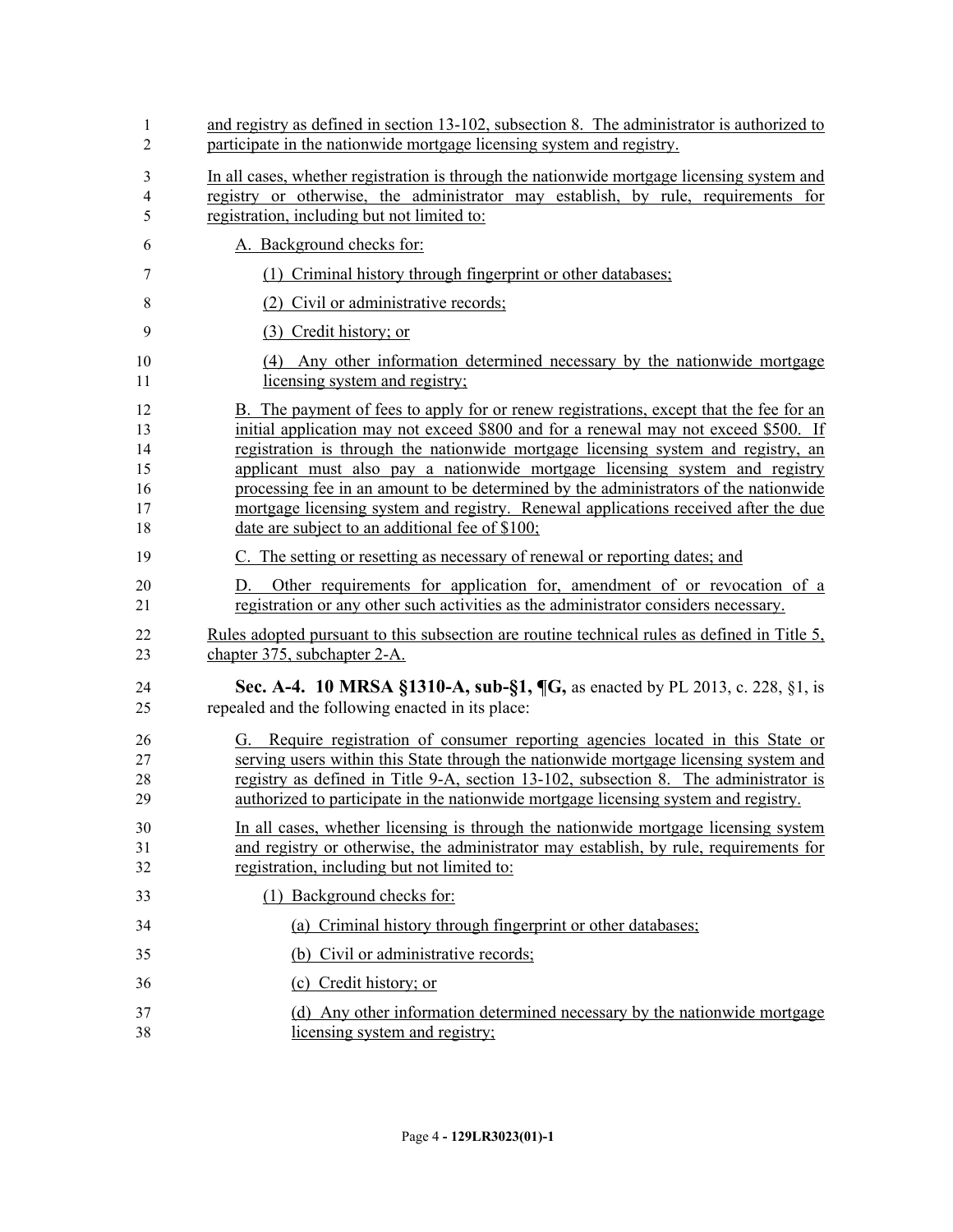and registry as defined in section 13-102, subsection 8. The administrator is authorized to participate in the nationwide mortgage licensing system and registry.

In all cases, whether registration is through the nationwide mortgage licensing system and registry or otherwise, the administrator may establish, by rule, requirements for registration, including but not limited to:

A. Background checks for:

(1) Criminal history through fingerprint or other databases;

(2) Civil or administrative records;

(3) Credit history; or

(4) Any other information determined necessary by the nationwide mortgage licensing system and registry;

B. The payment of fees to apply for or renew registrations, except that the fee for an initial application may not exceed $800 and for a renewal may not exceed $500. If registration is through the nationwide mortgage licensing system and registry, an applicant must also pay a nationwide mortgage licensing system and registry processing fee in an amount to be determined by the administrators of the nationwide mortgage licensing system and registry. Renewal applications received after the due date are subject to an additional fee of $100;

C. The setting or resetting as necessary of renewal or reporting dates; and

D. Other requirements for application for, amendment of or revocation of a registration or any other such activities as the administrator considers necessary.

Rules adopted pursuant to this subsection are routine technical rules as defined in Title 5, chapter 375, subchapter 2-A.

**Sec. A-4. 10 MRSA §1310-A, sub-§1, ¶G,** as enacted by PL 2013, c. 228, §1, is repealed and the following enacted in its place:

G. Require registration of consumer reporting agencies located in this State or serving users within this State through the nationwide mortgage licensing system and registry as defined in Title 9-A, section 13-102, subsection 8. The administrator is authorized to participate in the nationwide mortgage licensing system and registry.

In all cases, whether licensing is through the nationwide mortgage licensing system and registry or otherwise, the administrator may establish, by rule, requirements for registration, including but not limited to:

(1) Background checks for:

(a) Criminal history through fingerprint or other databases;

(b) Civil or administrative records;

(c) Credit history; or

(d) Any other information determined necessary by the nationwide mortgage licensing system and registry;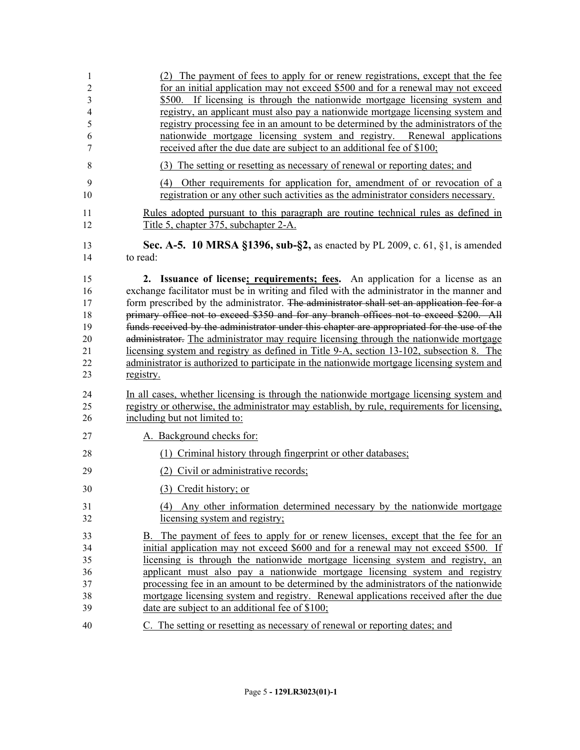(2) The payment of fees to apply for or renew registrations, except that the fee for an initial application may not exceed $500 and for a renewal may not exceed $500. If licensing is through the nationwide mortgage licensing system and registry, an applicant must also pay a nationwide mortgage licensing system and registry processing fee in an amount to be determined by the administrators of the nationwide mortgage licensing system and registry. Renewal applications received after the due date are subject to an additional fee of $100;

(3) The setting or resetting as necessary of renewal or reporting dates; and

(4) Other requirements for application for, amendment of or revocation of a registration or any other such activities as the administrator considers necessary.

Rules adopted pursuant to this paragraph are routine technical rules as defined in Title 5, chapter 375, subchapter 2-A.

**Sec. A-5. 10 MRSA §1396, sub-§2,** as enacted by PL 2009, c. 61, §1, is amended to read:

**2. Issuance of license; requirements; fees.** An application for a license as an exchange facilitator must be in writing and filed with the administrator in the manner and form prescribed by the administrator. ~~The administrator shall set an application fee for a primary office not to exceed $350 and for any branch offices not to exceed $200. All funds received by the administrator under this chapter are appropriated for the use of the administrator.~~ The administrator may require licensing through the nationwide mortgage licensing system and registry as defined in Title 9-A, section 13-102, subsection 8. The administrator is authorized to participate in the nationwide mortgage licensing system and registry.

In all cases, whether licensing is through the nationwide mortgage licensing system and registry or otherwise, the administrator may establish, by rule, requirements for licensing, including but not limited to:

A. Background checks for:

(1) Criminal history through fingerprint or other databases;

(2) Civil or administrative records;

(3) Credit history; or

(4) Any other information determined necessary by the nationwide mortgage licensing system and registry;

B. The payment of fees to apply for or renew licenses, except that the fee for an initial application may not exceed $600 and for a renewal may not exceed $500. If licensing is through the nationwide mortgage licensing system and registry, an applicant must also pay a nationwide mortgage licensing system and registry processing fee in an amount to be determined by the administrators of the nationwide mortgage licensing system and registry. Renewal applications received after the due date are subject to an additional fee of $100;

C. The setting or resetting as necessary of renewal or reporting dates; and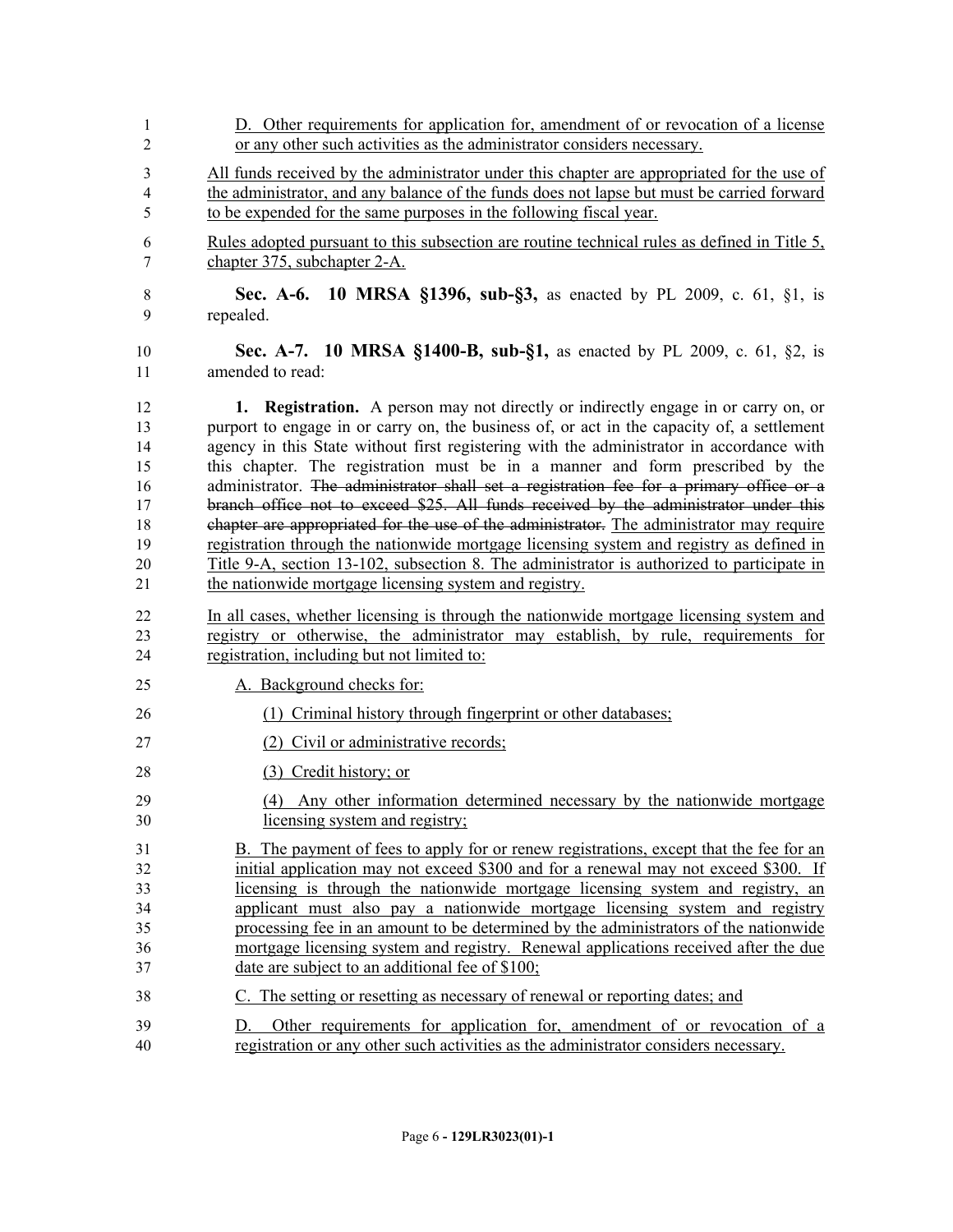D. Other requirements for application for, amendment of or revocation of a license or any other such activities as the administrator considers necessary.

All funds received by the administrator under this chapter are appropriated for the use of the administrator, and any balance of the funds does not lapse but must be carried forward to be expended for the same purposes in the following fiscal year.

Rules adopted pursuant to this subsection are routine technical rules as defined in Title 5, chapter 375, subchapter 2-A.

**Sec. A-6. 10 MRSA §1396, sub-§3,** as enacted by PL 2009, c. 61, §1, is repealed.

**Sec. A-7. 10 MRSA §1400-B, sub-§1,** as enacted by PL 2009, c. 61, §2, is amended to read:

**1. Registration.** A person may not directly or indirectly engage in or carry on, or purport to engage in or carry on, the business of, or act in the capacity of, a settlement agency in this State without first registering with the administrator in accordance with this chapter. The registration must be in a manner and form prescribed by the administrator. ~~The administrator shall set a registration fee for a primary office or a branch office not to exceed $25. All funds received by the administrator under this chapter are appropriated for the use of the administrator.~~ The administrator may require registration through the nationwide mortgage licensing system and registry as defined in Title 9-A, section 13-102, subsection 8. The administrator is authorized to participate in the nationwide mortgage licensing system and registry.

In all cases, whether licensing is through the nationwide mortgage licensing system and registry or otherwise, the administrator may establish, by rule, requirements for registration, including but not limited to:

A. Background checks for:

(1) Criminal history through fingerprint or other databases;

(2) Civil or administrative records;

(3) Credit history; or

(4) Any other information determined necessary by the nationwide mortgage licensing system and registry;

B. The payment of fees to apply for or renew registrations, except that the fee for an initial application may not exceed $300 and for a renewal may not exceed $300. If licensing is through the nationwide mortgage licensing system and registry, an applicant must also pay a nationwide mortgage licensing system and registry processing fee in an amount to be determined by the administrators of the nationwide mortgage licensing system and registry. Renewal applications received after the due date are subject to an additional fee of $100;

C. The setting or resetting as necessary of renewal or reporting dates; and

D. Other requirements for application for, amendment of or revocation of a registration or any other such activities as the administrator considers necessary.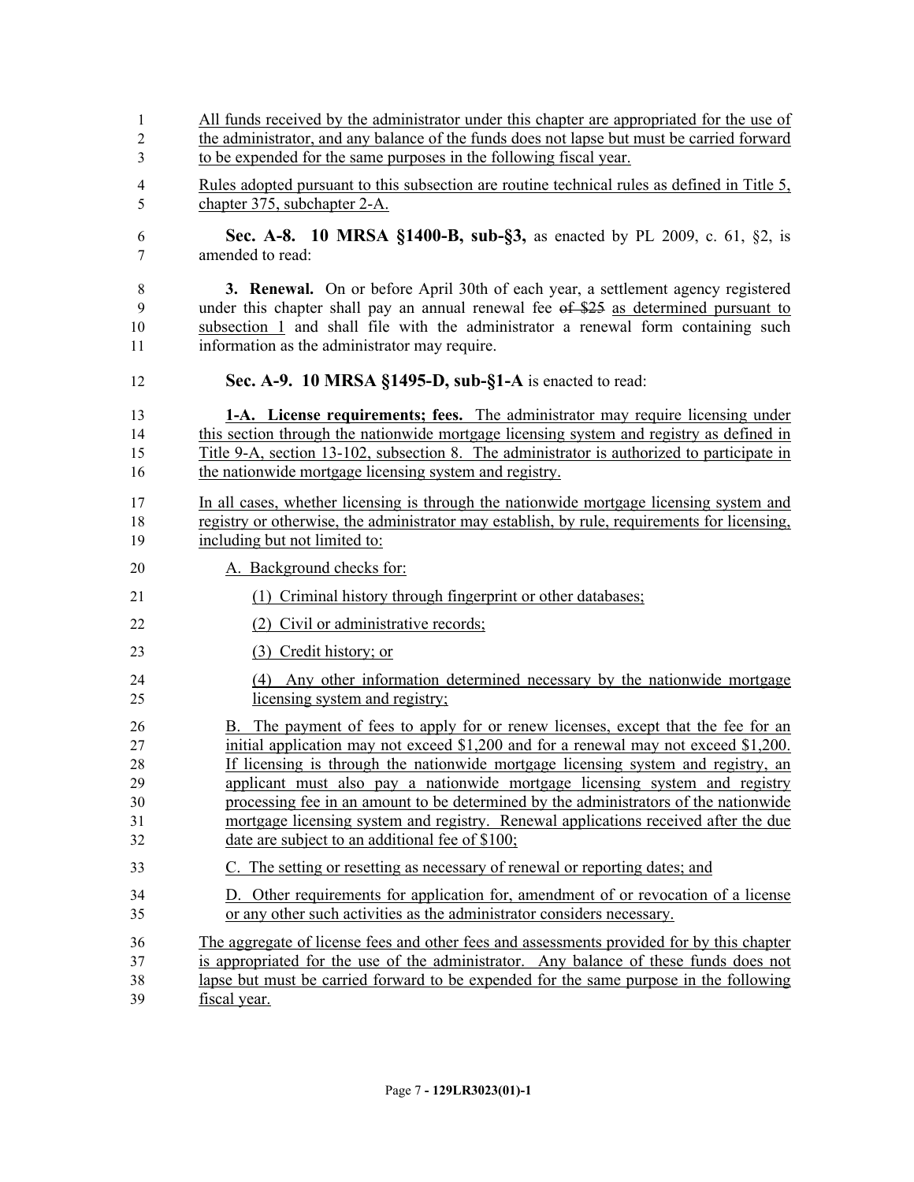All funds received by the administrator under this chapter are appropriated for the use of the administrator, and any balance of the funds does not lapse but must be carried forward to be expended for the same purposes in the following fiscal year.

Rules adopted pursuant to this subsection are routine technical rules as defined in Title 5, chapter 375, subchapter 2-A.

**Sec. A-8. 10 MRSA §1400-B, sub-§3,** as enacted by PL 2009, c. 61, §2, is amended to read:

**3. Renewal.** On or before April 30th of each year, a settlement agency registered under this chapter shall pay an annual renewal fee ~~of $25~~ as determined pursuant to subsection 1 and shall file with the administrator a renewal form containing such information as the administrator may require.

**Sec. A-9. 10 MRSA §1495-D, sub-§1-A** is enacted to read:

**1-A. License requirements; fees.** The administrator may require licensing under this section through the nationwide mortgage licensing system and registry as defined in Title 9-A, section 13-102, subsection 8. The administrator is authorized to participate in the nationwide mortgage licensing system and registry.

In all cases, whether licensing is through the nationwide mortgage licensing system and registry or otherwise, the administrator may establish, by rule, requirements for licensing, including but not limited to:

A. Background checks for:

(1) Criminal history through fingerprint or other databases;

(2) Civil or administrative records;

(3) Credit history; or

(4) Any other information determined necessary by the nationwide mortgage licensing system and registry;

B. The payment of fees to apply for or renew licenses, except that the fee for an initial application may not exceed $1,200 and for a renewal may not exceed $1,200. If licensing is through the nationwide mortgage licensing system and registry, an applicant must also pay a nationwide mortgage licensing system and registry processing fee in an amount to be determined by the administrators of the nationwide mortgage licensing system and registry. Renewal applications received after the due date are subject to an additional fee of $100;

C. The setting or resetting as necessary of renewal or reporting dates; and

D. Other requirements for application for, amendment of or revocation of a license or any other such activities as the administrator considers necessary.

The aggregate of license fees and other fees and assessments provided for by this chapter is appropriated for the use of the administrator. Any balance of these funds does not lapse but must be carried forward to be expended for the same purpose in the following fiscal year.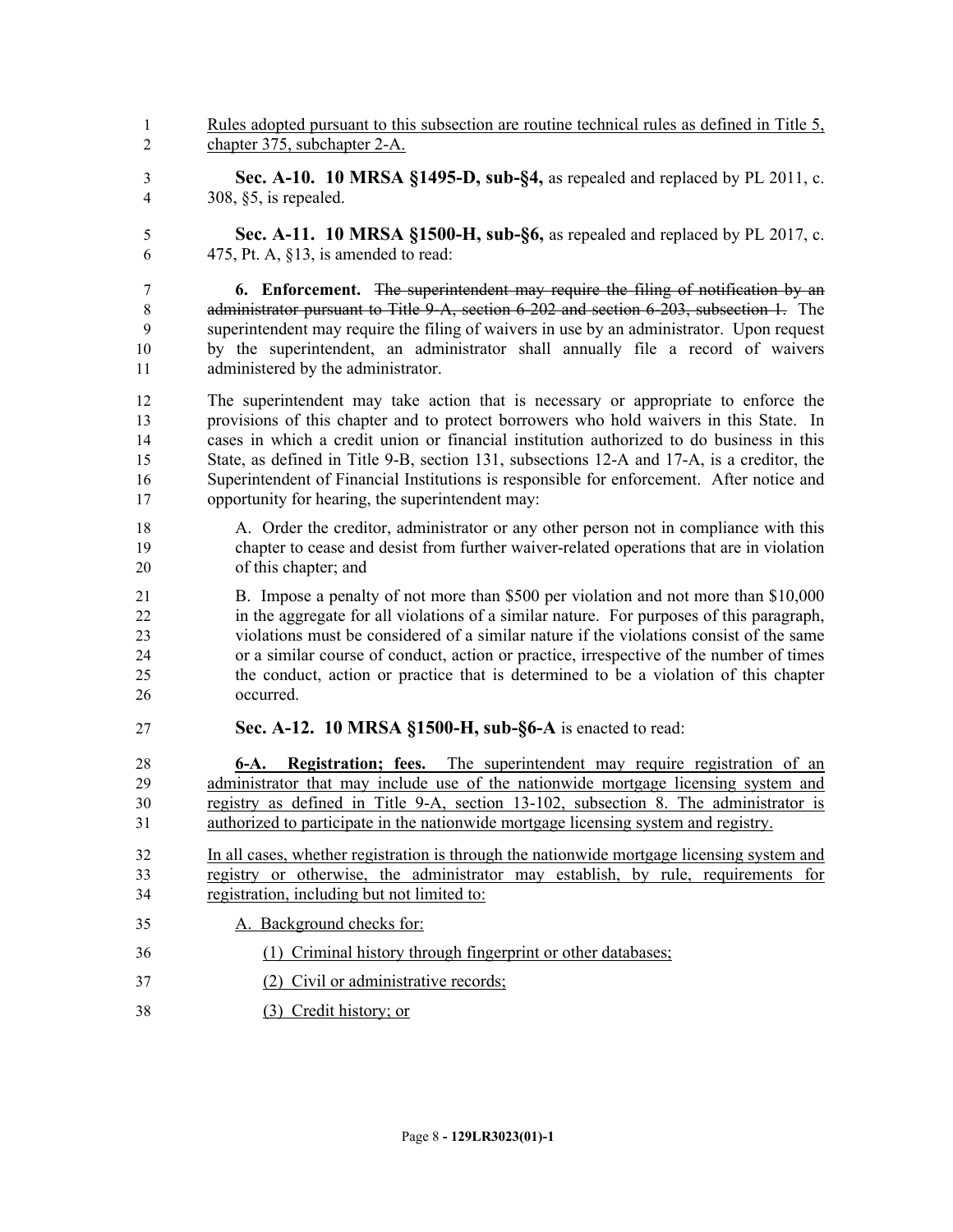Rules adopted pursuant to this subsection are routine technical rules as defined in Title 5, chapter 375, subchapter 2-A.

**Sec. A-10. 10 MRSA §1495-D, sub-§4,** as repealed and replaced by PL 2011, c. 308, §5, is repealed.

**Sec. A-11. 10 MRSA §1500-H, sub-§6,** as repealed and replaced by PL 2017, c. 475, Pt. A, §13, is amended to read:

**6. Enforcement.** ~~The superintendent may require the filing of notification by an administrator pursuant to Title 9-A, section 6-202 and section 6-203, subsection 1.~~ The superintendent may require the filing of waivers in use by an administrator. Upon request by the superintendent, an administrator shall annually file a record of waivers administered by the administrator.

The superintendent may take action that is necessary or appropriate to enforce the provisions of this chapter and to protect borrowers who hold waivers in this State. In cases in which a credit union or financial institution authorized to do business in this State, as defined in Title 9-B, section 131, subsections 12-A and 17-A, is a creditor, the Superintendent of Financial Institutions is responsible for enforcement. After notice and opportunity for hearing, the superintendent may:

A. Order the creditor, administrator or any other person not in compliance with this chapter to cease and desist from further waiver-related operations that are in violation of this chapter; and

B. Impose a penalty of not more than $500 per violation and not more than $10,000 in the aggregate for all violations of a similar nature. For purposes of this paragraph, violations must be considered of a similar nature if the violations consist of the same or a similar course of conduct, action or practice, irrespective of the number of times the conduct, action or practice that is determined to be a violation of this chapter occurred.

**Sec. A-12. 10 MRSA §1500-H, sub-§6-A** is enacted to read:

**6-A. Registration; fees.** The superintendent may require registration of an administrator that may include use of the nationwide mortgage licensing system and registry as defined in Title 9-A, section 13-102, subsection 8. The administrator is authorized to participate in the nationwide mortgage licensing system and registry.

In all cases, whether registration is through the nationwide mortgage licensing system and registry or otherwise, the administrator may establish, by rule, requirements for registration, including but not limited to:

A. Background checks for:

(1) Criminal history through fingerprint or other databases;

(2) Civil or administrative records;

(3) Credit history; or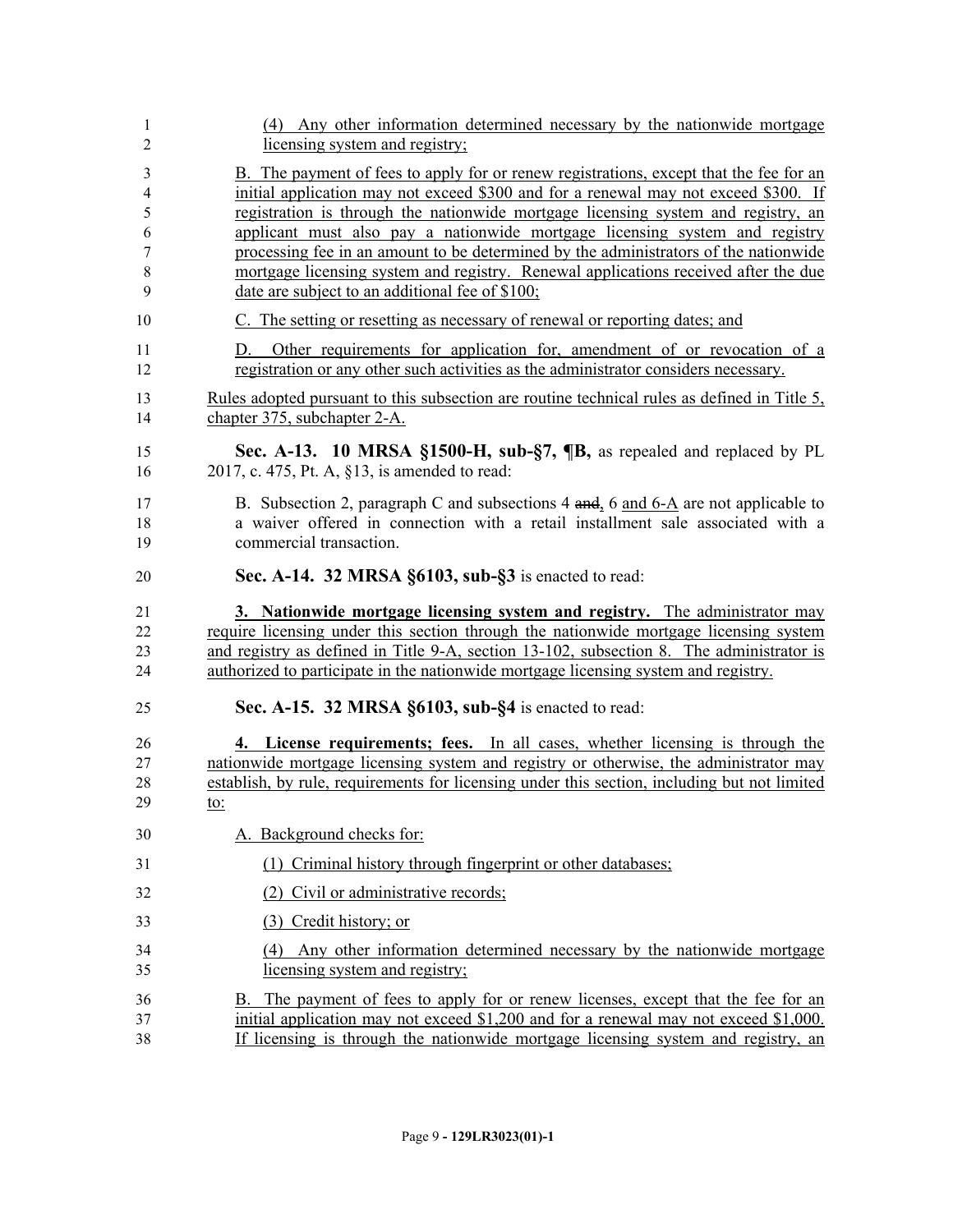(4) Any other information determined necessary by the nationwide mortgage licensing system and registry;

B. The payment of fees to apply for or renew registrations, except that the fee for an initial application may not exceed $300 and for a renewal may not exceed $300. If registration is through the nationwide mortgage licensing system and registry, an applicant must also pay a nationwide mortgage licensing system and registry processing fee in an amount to be determined by the administrators of the nationwide mortgage licensing system and registry. Renewal applications received after the due date are subject to an additional fee of $100;

C. The setting or resetting as necessary of renewal or reporting dates; and

D. Other requirements for application for, amendment of or revocation of a registration or any other such activities as the administrator considers necessary.

Rules adopted pursuant to this subsection are routine technical rules as defined in Title 5, chapter 375, subchapter 2-A.

**Sec. A-13. 10 MRSA §1500-H, sub-§7, ¶B,** as repealed and replaced by PL 2017, c. 475, Pt. A, §13, is amended to read:

B. Subsection 2, paragraph C and subsections 4 ~~and~~, 6 and 6-A are not applicable to a waiver offered in connection with a retail installment sale associated with a commercial transaction.

**Sec. A-14. 32 MRSA §6103, sub-§3** is enacted to read:

**3. Nationwide mortgage licensing system and registry.** The administrator may require licensing under this section through the nationwide mortgage licensing system and registry as defined in Title 9-A, section 13-102, subsection 8. The administrator is authorized to participate in the nationwide mortgage licensing system and registry.

**Sec. A-15. 32 MRSA §6103, sub-§4** is enacted to read:

**4. License requirements; fees.** In all cases, whether licensing is through the nationwide mortgage licensing system and registry or otherwise, the administrator may establish, by rule, requirements for licensing under this section, including but not limited to:

A. Background checks for:

(1) Criminal history through fingerprint or other databases;

(2) Civil or administrative records;

(3) Credit history; or

(4) Any other information determined necessary by the nationwide mortgage licensing system and registry;

B. The payment of fees to apply for or renew licenses, except that the fee for an initial application may not exceed $1,200 and for a renewal may not exceed $1,000. If licensing is through the nationwide mortgage licensing system and registry, an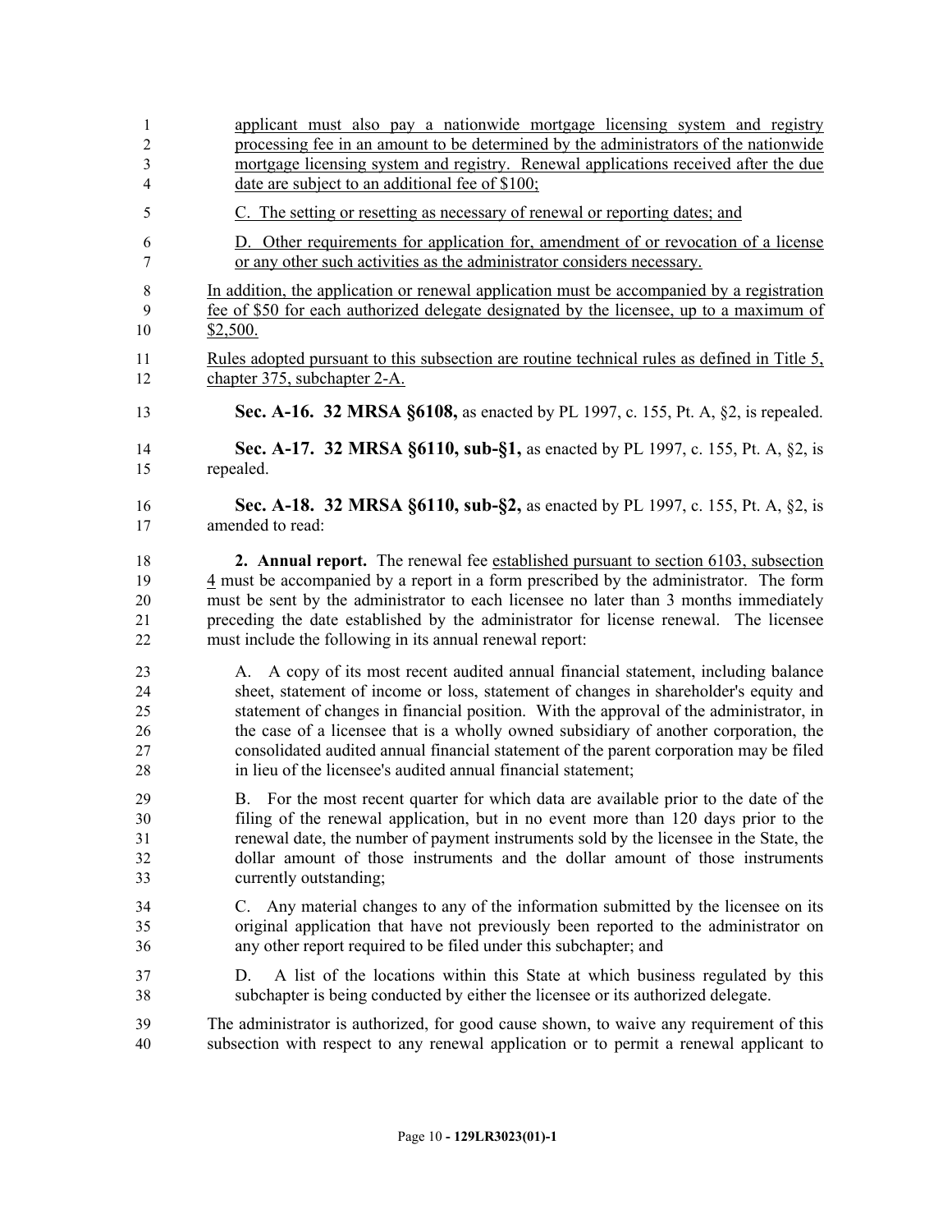applicant must also pay a nationwide mortgage licensing system and registry processing fee in an amount to be determined by the administrators of the nationwide mortgage licensing system and registry. Renewal applications received after the due date are subject to an additional fee of $100;

C. The setting or resetting as necessary of renewal or reporting dates; and

D. Other requirements for application for, amendment of or revocation of a license or any other such activities as the administrator considers necessary.

In addition, the application or renewal application must be accompanied by a registration fee of $50 for each authorized delegate designated by the licensee, up to a maximum of $2,500.

Rules adopted pursuant to this subsection are routine technical rules as defined in Title 5, chapter 375, subchapter 2-A.

**Sec. A-16. 32 MRSA §6108,** as enacted by PL 1997, c. 155, Pt. A, §2, is repealed.

**Sec. A-17. 32 MRSA §6110, sub-§1,** as enacted by PL 1997, c. 155, Pt. A, §2, is repealed.

**Sec. A-18. 32 MRSA §6110, sub-§2,** as enacted by PL 1997, c. 155, Pt. A, §2, is amended to read:

**2. Annual report.** The renewal fee established pursuant to section 6103, subsection 4 must be accompanied by a report in a form prescribed by the administrator. The form must be sent by the administrator to each licensee no later than 3 months immediately preceding the date established by the administrator for license renewal. The licensee must include the following in its annual renewal report:

A. A copy of its most recent audited annual financial statement, including balance sheet, statement of income or loss, statement of changes in shareholder's equity and statement of changes in financial position. With the approval of the administrator, in the case of a licensee that is a wholly owned subsidiary of another corporation, the consolidated audited annual financial statement of the parent corporation may be filed in lieu of the licensee's audited annual financial statement;

B. For the most recent quarter for which data are available prior to the date of the filing of the renewal application, but in no event more than 120 days prior to the renewal date, the number of payment instruments sold by the licensee in the State, the dollar amount of those instruments and the dollar amount of those instruments currently outstanding;

C. Any material changes to any of the information submitted by the licensee on its original application that have not previously been reported to the administrator on any other report required to be filed under this subchapter; and

D. A list of the locations within this State at which business regulated by this subchapter is being conducted by either the licensee or its authorized delegate.

The administrator is authorized, for good cause shown, to waive any requirement of this subsection with respect to any renewal application or to permit a renewal applicant to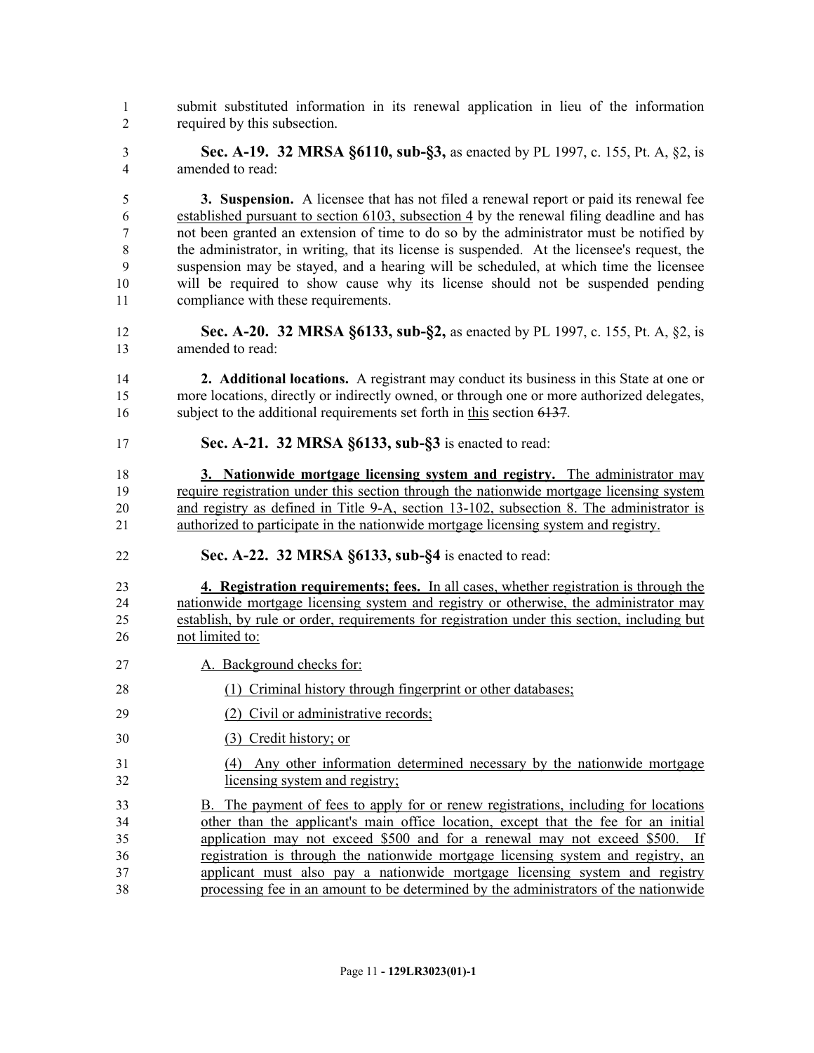submit substituted information in its renewal application in lieu of the information required by this subsection.

**Sec. A-19. 32 MRSA §6110, sub-§3,** as enacted by PL 1997, c. 155, Pt. A, §2, is amended to read:

**3. Suspension.** A licensee that has not filed a renewal report or paid its renewal fee established pursuant to section 6103, subsection 4 by the renewal filing deadline and has not been granted an extension of time to do so by the administrator must be notified by the administrator, in writing, that its license is suspended. At the licensee's request, the suspension may be stayed, and a hearing will be scheduled, at which time the licensee will be required to show cause why its license should not be suspended pending compliance with these requirements.

**Sec. A-20. 32 MRSA §6133, sub-§2,** as enacted by PL 1997, c. 155, Pt. A, §2, is amended to read:

**2. Additional locations.** A registrant may conduct its business in this State at one or more locations, directly or indirectly owned, or through one or more authorized delegates, subject to the additional requirements set forth in this section ~~6137~~.

**Sec. A-21. 32 MRSA §6133, sub-§3** is enacted to read:

**3. Nationwide mortgage licensing system and registry.** The administrator may require registration under this section through the nationwide mortgage licensing system and registry as defined in Title 9-A, section 13-102, subsection 8. The administrator is authorized to participate in the nationwide mortgage licensing system and registry.

**Sec. A-22. 32 MRSA §6133, sub-§4** is enacted to read:

**4. Registration requirements; fees.** In all cases, whether registration is through the nationwide mortgage licensing system and registry or otherwise, the administrator may establish, by rule or order, requirements for registration under this section, including but not limited to:

A. Background checks for:

(1) Criminal history through fingerprint or other databases;

(2) Civil or administrative records;

(3) Credit history; or

(4) Any other information determined necessary by the nationwide mortgage licensing system and registry;

B. The payment of fees to apply for or renew registrations, including for locations other than the applicant's main office location, except that the fee for an initial application may not exceed $500 and for a renewal may not exceed $500. If registration is through the nationwide mortgage licensing system and registry, an applicant must also pay a nationwide mortgage licensing system and registry processing fee in an amount to be determined by the administrators of the nationwide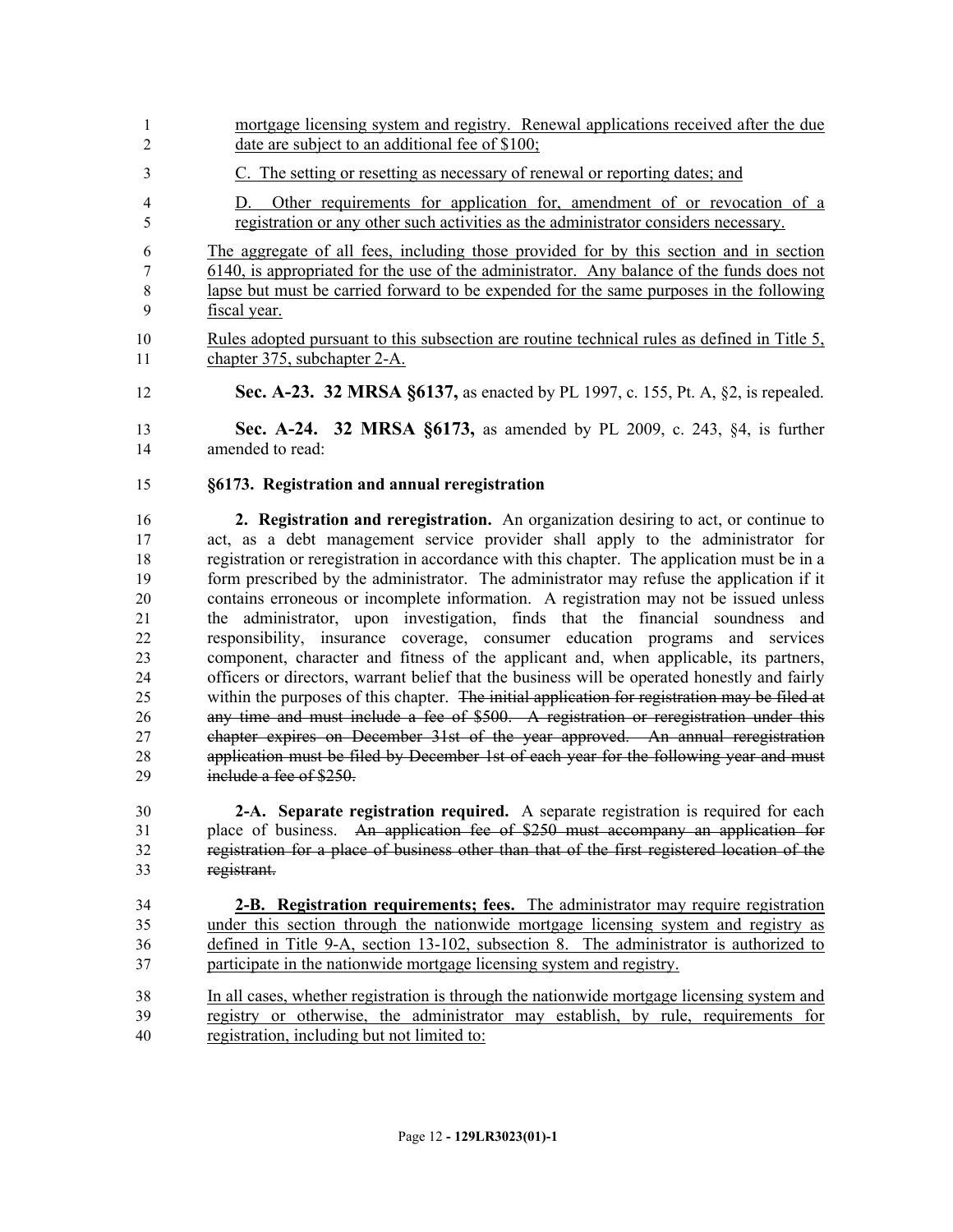mortgage licensing system and registry. Renewal applications received after the due date are subject to an additional fee of $100;

C. The setting or resetting as necessary of renewal or reporting dates; and

D. Other requirements for application for, amendment of or revocation of a registration or any other such activities as the administrator considers necessary.

The aggregate of all fees, including those provided for by this section and in section 6140, is appropriated for the use of the administrator. Any balance of the funds does not lapse but must be carried forward to be expended for the same purposes in the following fiscal year.

Rules adopted pursuant to this subsection are routine technical rules as defined in Title 5, chapter 375, subchapter 2-A.

**Sec. A-23. 32 MRSA §6137,** as enacted by PL 1997, c. 155, Pt. A, §2, is repealed.

**Sec. A-24. 32 MRSA §6173,** as amended by PL 2009, c. 243, §4, is further amended to read:

**§6173. Registration and annual reregistration**

**2. Registration and reregistration.** An organization desiring to act, or continue to act, as a debt management service provider shall apply to the administrator for registration or reregistration in accordance with this chapter. The application must be in a form prescribed by the administrator. The administrator may refuse the application if it contains erroneous or incomplete information. A registration may not be issued unless the administrator, upon investigation, finds that the financial soundness and responsibility, insurance coverage, consumer education programs and services component, character and fitness of the applicant and, when applicable, its partners, officers or directors, warrant belief that the business will be operated honestly and fairly within the purposes of this chapter. ~~The initial application for registration may be filed at any time and must include a fee of $500. A registration or reregistration under this chapter expires on December 31st of the year approved. An annual reregistration application must be filed by December 1st of each year for the following year and must include a fee of $250.~~

**2-A. Separate registration required.** A separate registration is required for each place of business. ~~An application fee of $250 must accompany an application for registration for a place of business other than that of the first registered location of the registrant.~~

**2-B. Registration requirements; fees.** The administrator may require registration under this section through the nationwide mortgage licensing system and registry as defined in Title 9-A, section 13-102, subsection 8. The administrator is authorized to participate in the nationwide mortgage licensing system and registry.

In all cases, whether registration is through the nationwide mortgage licensing system and registry or otherwise, the administrator may establish, by rule, requirements for registration, including but not limited to: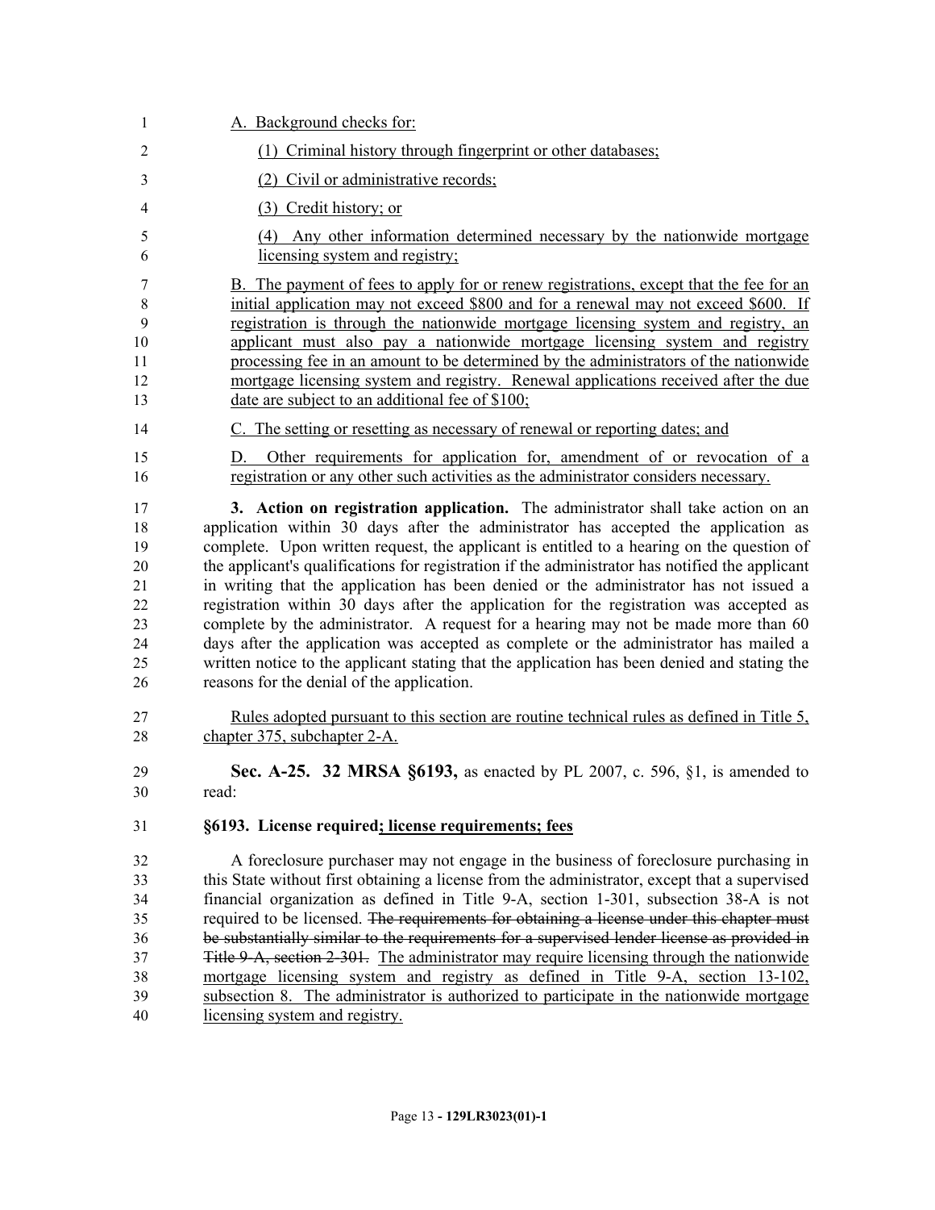A. Background checks for:

(1) Criminal history through fingerprint or other databases;

(2) Civil or administrative records;

(3) Credit history; or

(4) Any other information determined necessary by the nationwide mortgage licensing system and registry;

B. The payment of fees to apply for or renew registrations, except that the fee for an initial application may not exceed $800 and for a renewal may not exceed $600. If registration is through the nationwide mortgage licensing system and registry, an applicant must also pay a nationwide mortgage licensing system and registry processing fee in an amount to be determined by the administrators of the nationwide mortgage licensing system and registry. Renewal applications received after the due date are subject to an additional fee of $100;

C. The setting or resetting as necessary of renewal or reporting dates; and

D. Other requirements for application for, amendment of or revocation of a registration or any other such activities as the administrator considers necessary.

**3. Action on registration application.** The administrator shall take action on an application within 30 days after the administrator has accepted the application as complete. Upon written request, the applicant is entitled to a hearing on the question of the applicant's qualifications for registration if the administrator has notified the applicant in writing that the application has been denied or the administrator has not issued a registration within 30 days after the application for the registration was accepted as complete by the administrator. A request for a hearing may not be made more than 60 days after the application was accepted as complete or the administrator has mailed a written notice to the applicant stating that the application has been denied and stating the reasons for the denial of the application.

Rules adopted pursuant to this section are routine technical rules as defined in Title 5, chapter 375, subchapter 2-A.

**Sec. A-25. 32 MRSA §6193,** as enacted by PL 2007, c. 596, §1, is amended to read:

**§6193. License required; license requirements; fees**

A foreclosure purchaser may not engage in the business of foreclosure purchasing in this State without first obtaining a license from the administrator, except that a supervised financial organization as defined in Title 9-A, section 1-301, subsection 38-A is not required to be licensed. ~~The requirements for obtaining a license under this chapter must be substantially similar to the requirements for a supervised lender license as provided in Title 9-A, section 2-301.~~ The administrator may require licensing through the nationwide mortgage licensing system and registry as defined in Title 9-A, section 13-102, subsection 8. The administrator is authorized to participate in the nationwide mortgage licensing system and registry.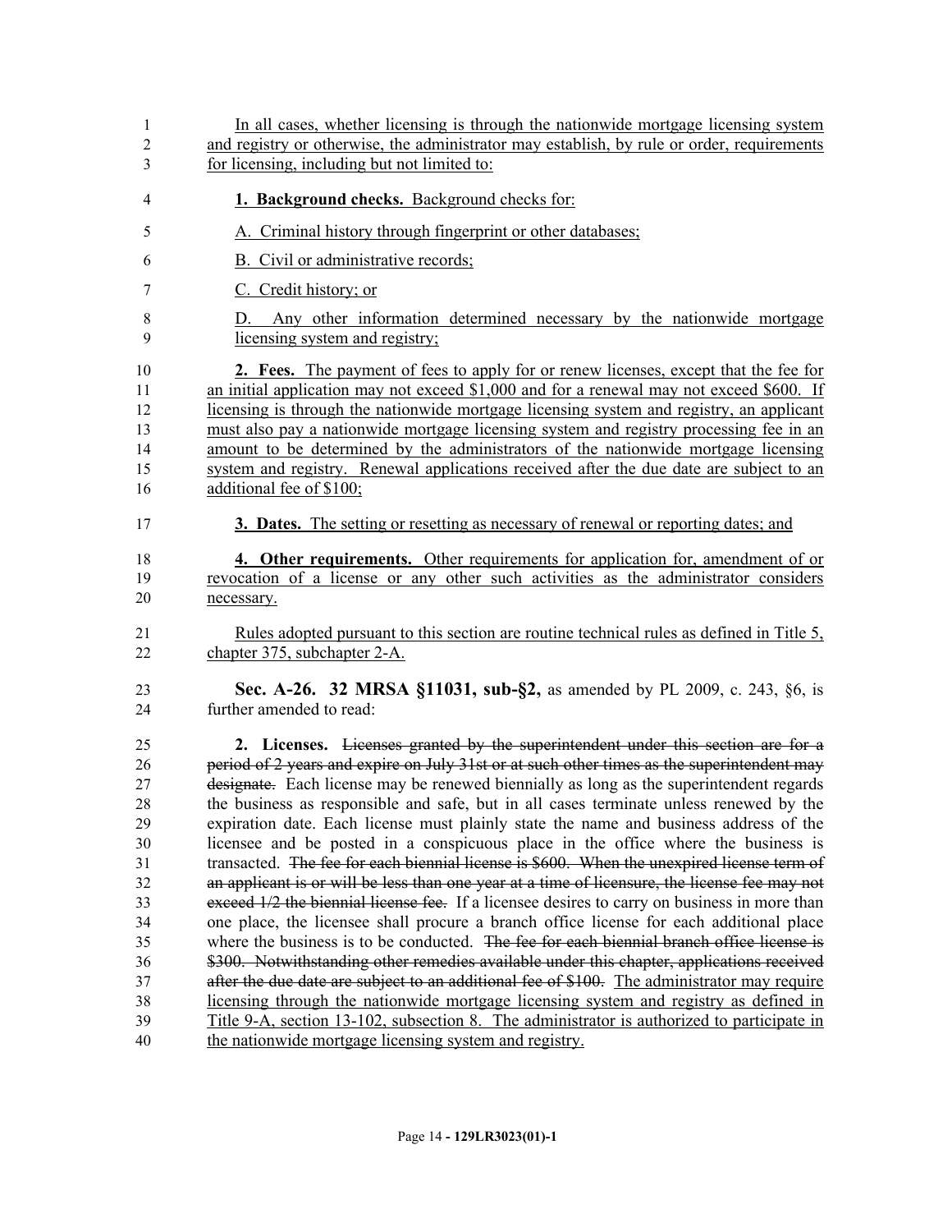In all cases, whether licensing is through the nationwide mortgage licensing system and registry or otherwise, the administrator may establish, by rule or order, requirements for licensing, including but not limited to:

**1. Background checks.** Background checks for:

A. Criminal history through fingerprint or other databases;

B. Civil or administrative records;

C. Credit history; or

D. Any other information determined necessary by the nationwide mortgage licensing system and registry;

**2. Fees.** The payment of fees to apply for or renew licenses, except that the fee for an initial application may not exceed $1,000 and for a renewal may not exceed $600. If licensing is through the nationwide mortgage licensing system and registry, an applicant must also pay a nationwide mortgage licensing system and registry processing fee in an amount to be determined by the administrators of the nationwide mortgage licensing system and registry. Renewal applications received after the due date are subject to an additional fee of $100;

**3. Dates.** The setting or resetting as necessary of renewal or reporting dates; and

**4. Other requirements.** Other requirements for application for, amendment of or revocation of a license or any other such activities as the administrator considers necessary.

Rules adopted pursuant to this section are routine technical rules as defined in Title 5, chapter 375, subchapter 2-A.

**Sec. A-26. 32 MRSA §11031, sub-§2,** as amended by PL 2009, c. 243, §6, is further amended to read:

**2. Licenses.** ~~Licenses granted by the superintendent under this section are for a period of 2 years and expire on July 31st or at such other times as the superintendent may designate.~~ Each license may be renewed biennially as long as the superintendent regards the business as responsible and safe, but in all cases terminate unless renewed by the expiration date. Each license must plainly state the name and business address of the licensee and be posted in a conspicuous place in the office where the business is transacted. ~~The fee for each biennial license is $600. When the unexpired license term of an applicant is or will be less than one year at a time of licensure, the license fee may not exceed 1/2 the biennial license fee.~~ If a licensee desires to carry on business in more than one place, the licensee shall procure a branch office license for each additional place where the business is to be conducted. ~~The fee for each biennial branch office license is $300. Notwithstanding other remedies available under this chapter, applications received after the due date are subject to an additional fee of $100.~~ The administrator may require licensing through the nationwide mortgage licensing system and registry as defined in Title 9-A, section 13-102, subsection 8. The administrator is authorized to participate in the nationwide mortgage licensing system and registry.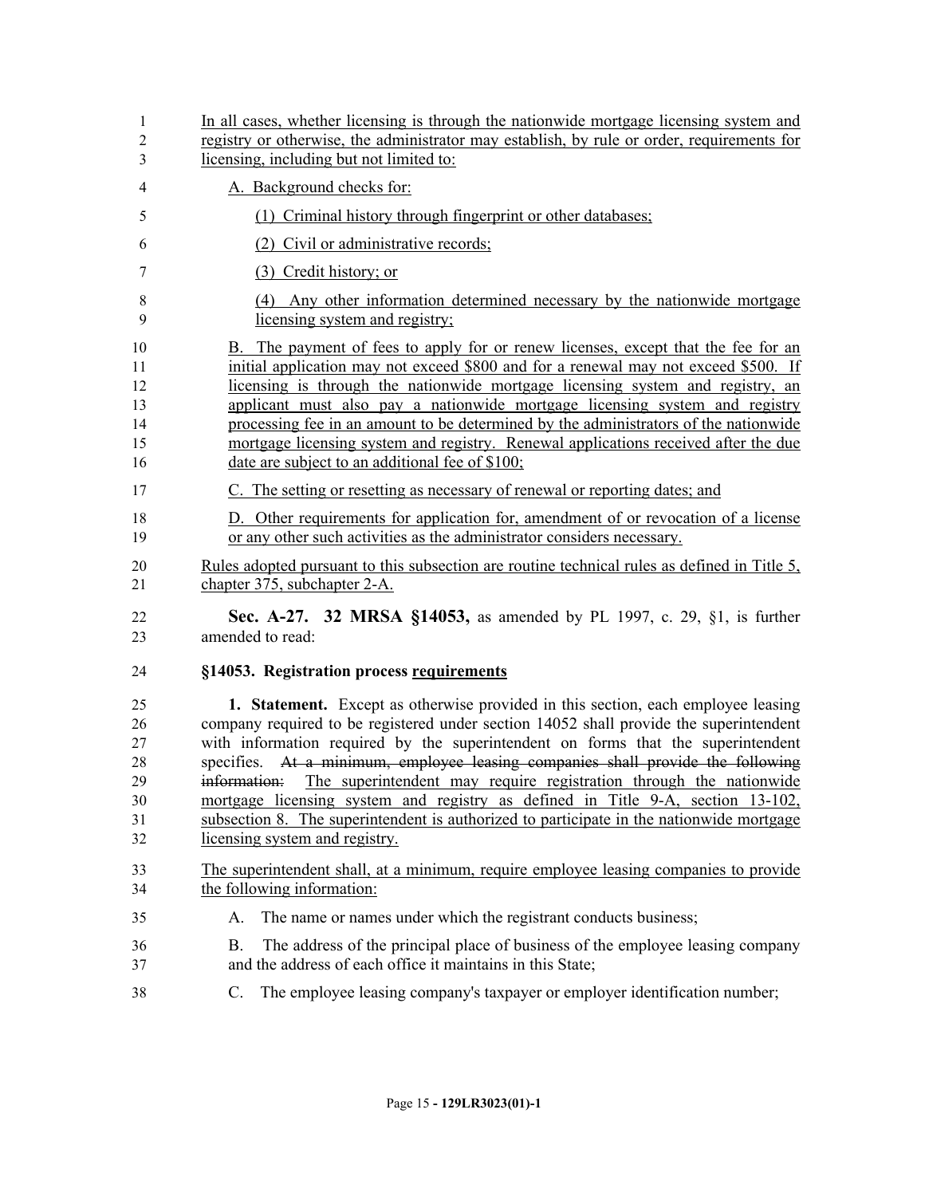In all cases, whether licensing is through the nationwide mortgage licensing system and registry or otherwise, the administrator may establish, by rule or order, requirements for licensing, including but not limited to:

A. Background checks for:

(1) Criminal history through fingerprint or other databases;

(2) Civil or administrative records;

(3) Credit history; or

(4) Any other information determined necessary by the nationwide mortgage licensing system and registry;

B. The payment of fees to apply for or renew licenses, except that the fee for an initial application may not exceed $800 and for a renewal may not exceed $500. If licensing is through the nationwide mortgage licensing system and registry, an applicant must also pay a nationwide mortgage licensing system and registry processing fee in an amount to be determined by the administrators of the nationwide mortgage licensing system and registry. Renewal applications received after the due date are subject to an additional fee of $100;

C. The setting or resetting as necessary of renewal or reporting dates; and

D. Other requirements for application for, amendment of or revocation of a license or any other such activities as the administrator considers necessary.

Rules adopted pursuant to this subsection are routine technical rules as defined in Title 5, chapter 375, subchapter 2-A.

**Sec. A-27. 32 MRSA §14053,** as amended by PL 1997, c. 29, §1, is further amended to read:

**§14053. Registration process requirements**

**1. Statement.** Except as otherwise provided in this section, each employee leasing company required to be registered under section 14052 shall provide the superintendent with information required by the superintendent on forms that the superintendent specifies. ~~At a minimum, employee leasing companies shall provide the following information:~~ The superintendent may require registration through the nationwide mortgage licensing system and registry as defined in Title 9-A, section 13-102, subsection 8. The superintendent is authorized to participate in the nationwide mortgage licensing system and registry.

The superintendent shall, at a minimum, require employee leasing companies to provide the following information:

A. The name or names under which the registrant conducts business;

B. The address of the principal place of business of the employee leasing company and the address of each office it maintains in this State;

C. The employee leasing company's taxpayer or employer identification number;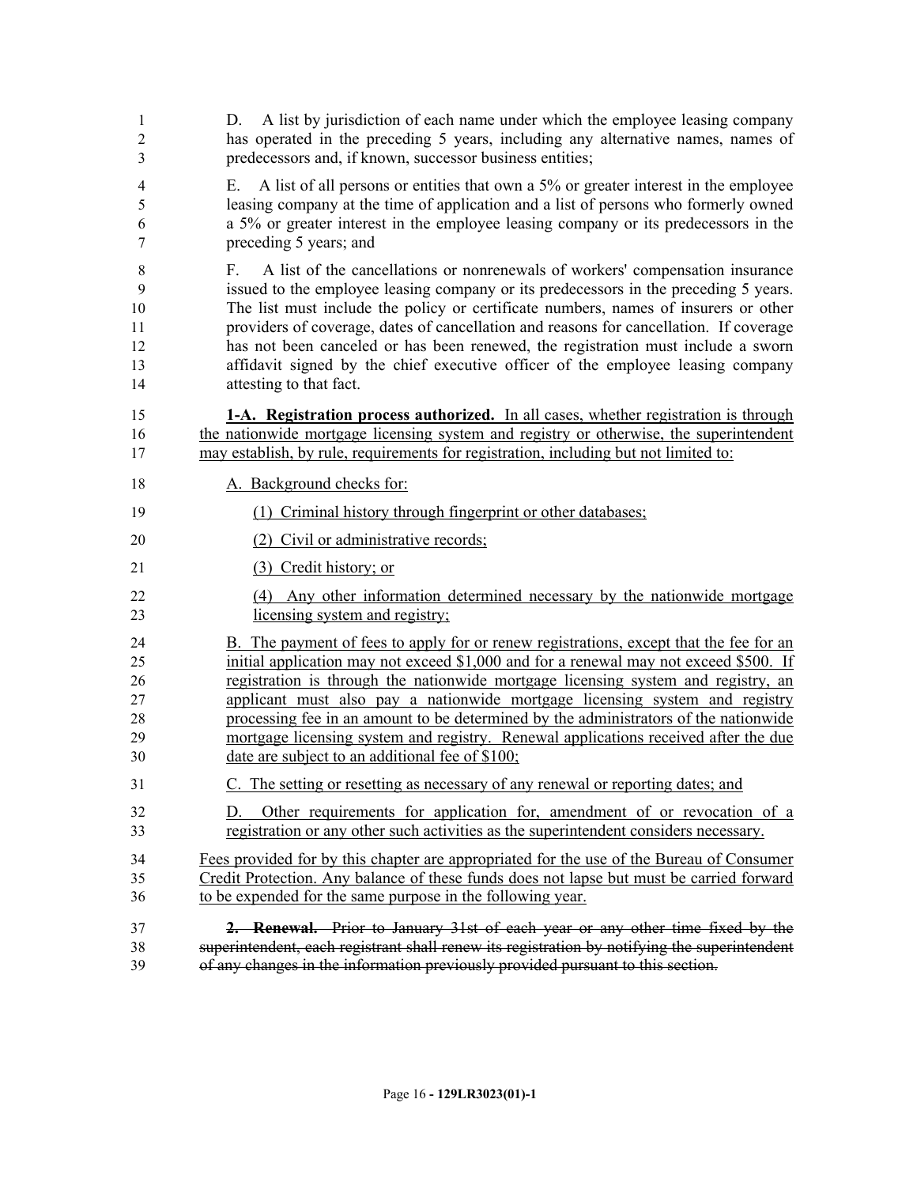D. A list by jurisdiction of each name under which the employee leasing company has operated in the preceding 5 years, including any alternative names, names of predecessors and, if known, successor business entities;

E. A list of all persons or entities that own a 5% or greater interest in the employee leasing company at the time of application and a list of persons who formerly owned a 5% or greater interest in the employee leasing company or its predecessors in the preceding 5 years; and

F. A list of the cancellations or nonrenewals of workers' compensation insurance issued to the employee leasing company or its predecessors in the preceding 5 years. The list must include the policy or certificate numbers, names of insurers or other providers of coverage, dates of cancellation and reasons for cancellation. If coverage has not been canceled or has been renewed, the registration must include a sworn affidavit signed by the chief executive officer of the employee leasing company attesting to that fact.

**1-A. Registration process authorized.** In all cases, whether registration is through the nationwide mortgage licensing system and registry or otherwise, the superintendent may establish, by rule, requirements for registration, including but not limited to:

A. Background checks for:

(1) Criminal history through fingerprint or other databases;

(2) Civil or administrative records;

(3) Credit history; or

(4) Any other information determined necessary by the nationwide mortgage licensing system and registry;

B. The payment of fees to apply for or renew registrations, except that the fee for an initial application may not exceed $1,000 and for a renewal may not exceed $500. If registration is through the nationwide mortgage licensing system and registry, an applicant must also pay a nationwide mortgage licensing system and registry processing fee in an amount to be determined by the administrators of the nationwide mortgage licensing system and registry. Renewal applications received after the due date are subject to an additional fee of $100;

C. The setting or resetting as necessary of any renewal or reporting dates; and

D. Other requirements for application for, amendment of or revocation of a registration or any other such activities as the superintendent considers necessary.

Fees provided for by this chapter are appropriated for the use of the Bureau of Consumer Credit Protection. Any balance of these funds does not lapse but must be carried forward to be expended for the same purpose in the following year.

~~**2. Renewal.** Prior to January 31st of each year or any other time fixed by the superintendent, each registrant shall renew its registration by notifying the superintendent of any changes in the information previously provided pursuant to this section.~~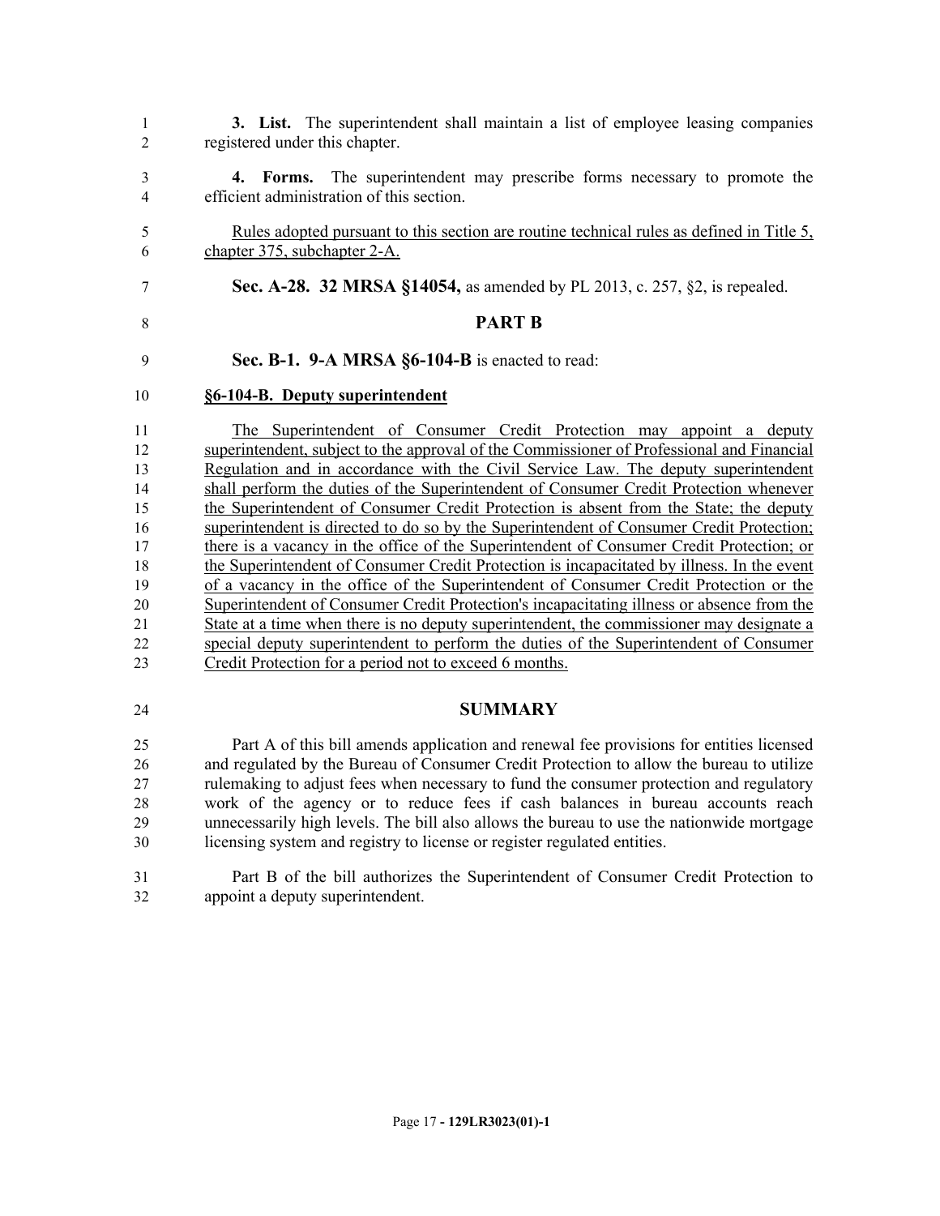**3. List.** The superintendent shall maintain a list of employee leasing companies registered under this chapter.

**4. Forms.** The superintendent may prescribe forms necessary to promote the efficient administration of this section.

Rules adopted pursuant to this section are routine technical rules as defined in Title 5, chapter 375, subchapter 2-A.

**Sec. A-28. 32 MRSA §14054,** as amended by PL 2013, c. 257, §2, is repealed.

## PART B

**Sec. B-1. 9-A MRSA §6-104-B** is enacted to read:

**§6-104-B. Deputy superintendent**

The Superintendent of Consumer Credit Protection may appoint a deputy superintendent, subject to the approval of the Commissioner of Professional and Financial Regulation and in accordance with the Civil Service Law. The deputy superintendent shall perform the duties of the Superintendent of Consumer Credit Protection whenever the Superintendent of Consumer Credit Protection is absent from the State; the deputy superintendent is directed to do so by the Superintendent of Consumer Credit Protection; there is a vacancy in the office of the Superintendent of Consumer Credit Protection; or the Superintendent of Consumer Credit Protection is incapacitated by illness. In the event of a vacancy in the office of the Superintendent of Consumer Credit Protection or the Superintendent of Consumer Credit Protection's incapacitating illness or absence from the State at a time when there is no deputy superintendent, the commissioner may designate a special deputy superintendent to perform the duties of the Superintendent of Consumer Credit Protection for a period not to exceed 6 months.

## SUMMARY

Part A of this bill amends application and renewal fee provisions for entities licensed and regulated by the Bureau of Consumer Credit Protection to allow the bureau to utilize rulemaking to adjust fees when necessary to fund the consumer protection and regulatory work of the agency or to reduce fees if cash balances in bureau accounts reach unnecessarily high levels. The bill also allows the bureau to use the nationwide mortgage licensing system and registry to license or register regulated entities.

Part B of the bill authorizes the Superintendent of Consumer Credit Protection to appoint a deputy superintendent.